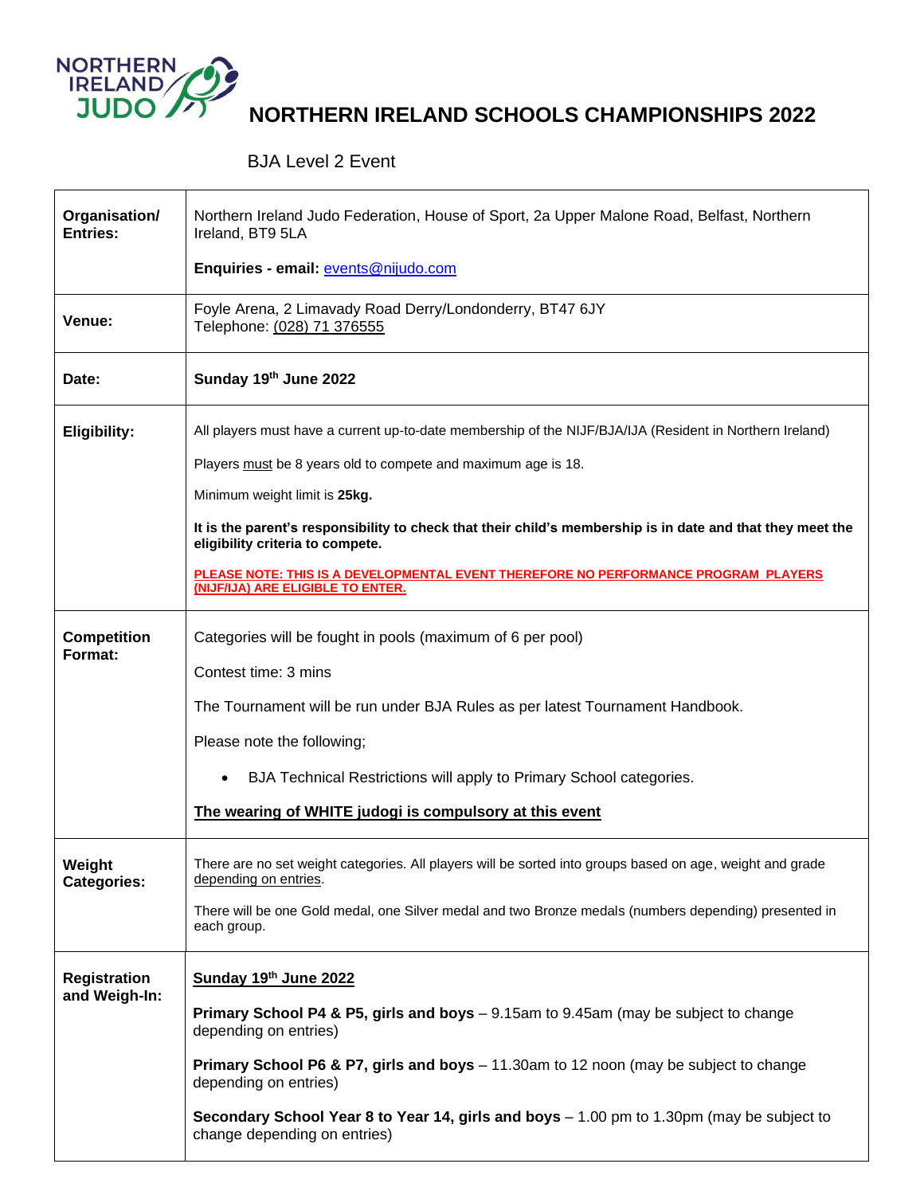# NORTHERN IRELAND SCHOOLS CHAMPIONSHIPS 2022

BJA Level 2 Event

| | |
|---|---|
| **Organisation/ Entries:** | Northern Ireland Judo Federation, House of Sport, 2a Upper Malone Road, Belfast, Northern Ireland, BT9 5LA<br><br>**Enquiries - email:** events@nijudo.com |
| **Venue:** | Foyle Arena, 2 Limavady Road Derry/Londonderry, BT47 6JY<br>Telephone: (028) 71 376555 |
| **Date:** | **Sunday 19th June 2022** |
| **Eligibility:** | All players must have a current up-to-date membership of the NIJF/BJA/IJA (Resident in Northern Ireland)<br><br>Players must be 8 years old to compete and maximum age is 18.<br><br>Minimum weight limit is **25kg.**<br><br>**It is the parent's responsibility to check that their child's membership is in date and that they meet the eligibility criteria to compete.**<br><br>**PLEASE NOTE: THIS IS A DEVELOPMENTAL EVENT THEREFORE NO PERFORMANCE PROGRAM PLAYERS (NIJF/IJA) ARE ELIGIBLE TO ENTER.** |
| **Competition Format:** | Categories will be fought in pools (maximum of 6 per pool)<br><br>Contest time: 3 mins<br><br>The Tournament will be run under BJA Rules as per latest Tournament Handbook.<br><br>Please note the following;<br><br>• BJA Technical Restrictions will apply to Primary School categories.<br><br>**The wearing of WHITE judogi is compulsory at this event** |
| **Weight Categories:** | There are no set weight categories. All players will be sorted into groups based on age, weight and grade depending on entries.<br><br>There will be one Gold medal, one Silver medal and two Bronze medals (numbers depending) presented in each group. |
| **Registration and Weigh-In:** | **Sunday 19th June 2022**<br><br>**Primary School P4 & P5, girls and boys** – 9.15am to 9.45am (may be subject to change depending on entries)<br><br>**Primary School P6 & P7, girls and boys** – 11.30am to 12 noon (may be subject to change depending on entries)<br><br>**Secondary School Year 8 to Year 14, girls and boys** – 1.00 pm to 1.30pm (may be subject to change depending on entries) |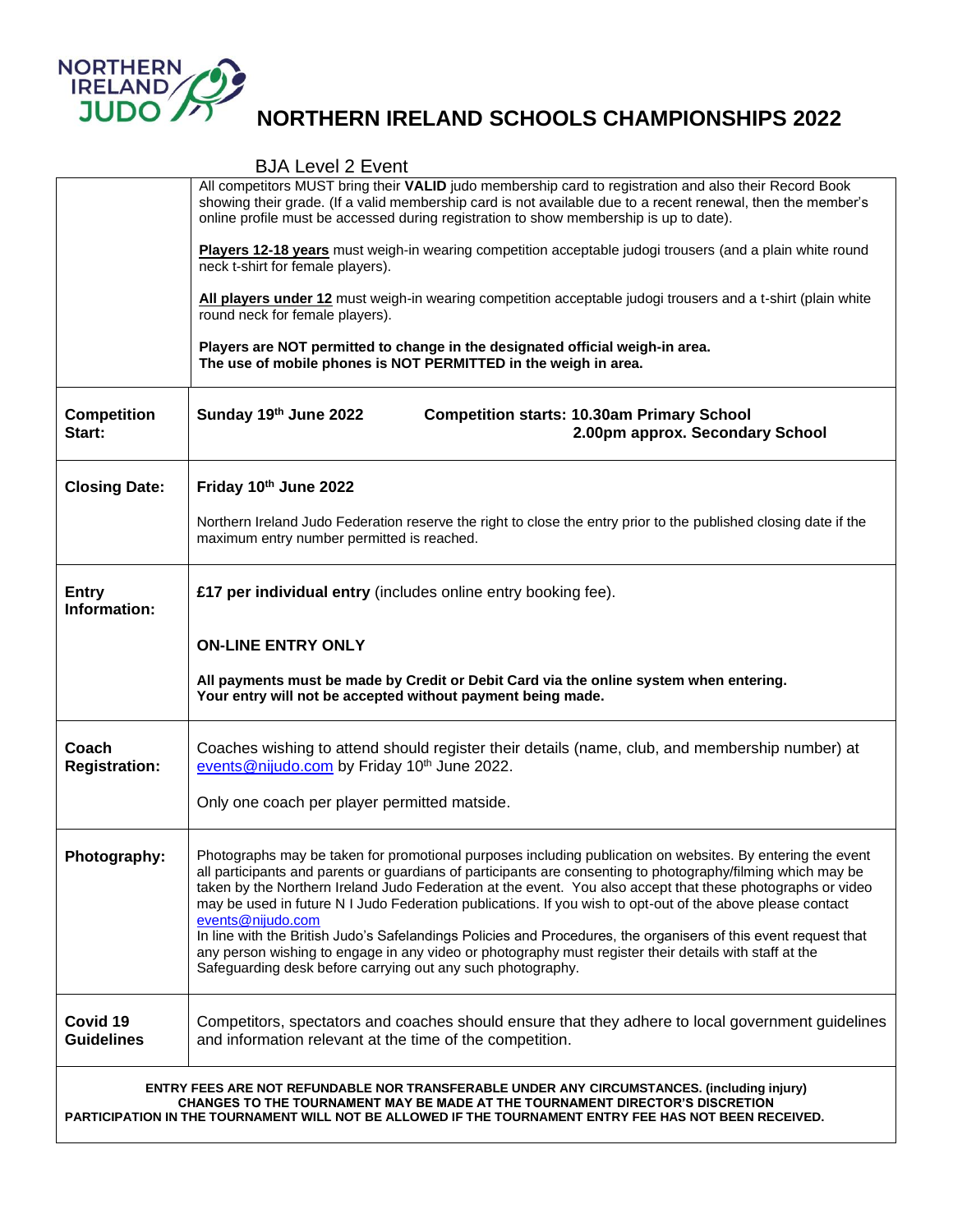# NORTHERN IRELAND SCHOOLS CHAMPIONSHIPS 2022

BJA Level 2 Event

| | |
|---|---|
| | All competitors MUST bring their **VALID** judo membership card to registration and also their Record Book showing their grade. (If a valid membership card is not available due to a recent renewal, then the member's online profile must be accessed during registration to show membership is up to date).<br><br>**Players 12-18 years** must weigh-in wearing competition acceptable judogi trousers (and a plain white round neck t-shirt for female players).<br><br>**All players under 12** must weigh-in wearing competition acceptable judogi trousers and a t-shirt (plain white round neck for female players).<br><br>**Players are NOT permitted to change in the designated official weigh-in area. The use of mobile phones is NOT PERMITTED in the weigh in area.** |
| **Competition Start:** | **Sunday 19th June 2022** **Competition starts: 10.30am Primary School 2.00pm approx. Secondary School** |
| **Closing Date:** | **Friday 10th June 2022**<br><br>Northern Ireland Judo Federation reserve the right to close the entry prior to the published closing date if the maximum entry number permitted is reached. |
| **Entry Information:** | **£17 per individual entry** (includes online entry booking fee).<br><br>**ON-LINE ENTRY ONLY**<br><br>**All payments must be made by Credit or Debit Card via the online system when entering. Your entry will not be accepted without payment being made.** |
| **Coach Registration:** | Coaches wishing to attend should register their details (name, club, and membership number) at events@nijudo.com by Friday 10th June 2022.<br><br>Only one coach per player permitted matside. |
| **Photography:** | Photographs may be taken for promotional purposes including publication on websites. By entering the event all participants and parents or guardians of participants are consenting to photography/filming which may be taken by the Northern Ireland Judo Federation at the event. You also accept that these photographs or video may be used in future N I Judo Federation publications. If you wish to opt-out of the above please contact events@nijudo.com<br>In line with the British Judo's Safelandings Policies and Procedures, the organisers of this event request that any person wishing to engage in any video or photography must register their details with staff at the Safeguarding desk before carrying out any such photography. |
| **Covid 19 Guidelines** | Competitors, spectators and coaches should ensure that they adhere to local government guidelines and information relevant at the time of the competition. |

**ENTRY FEES ARE NOT REFUNDABLE NOR TRANSFERABLE UNDER ANY CIRCUMSTANCES. (including injury)**
**CHANGES TO THE TOURNAMENT MAY BE MADE AT THE TOURNAMENT DIRECTOR'S DISCRETION**
**PARTICIPATION IN THE TOURNAMENT WILL NOT BE ALLOWED IF THE TOURNAMENT ENTRY FEE HAS NOT BEEN RECEIVED.**